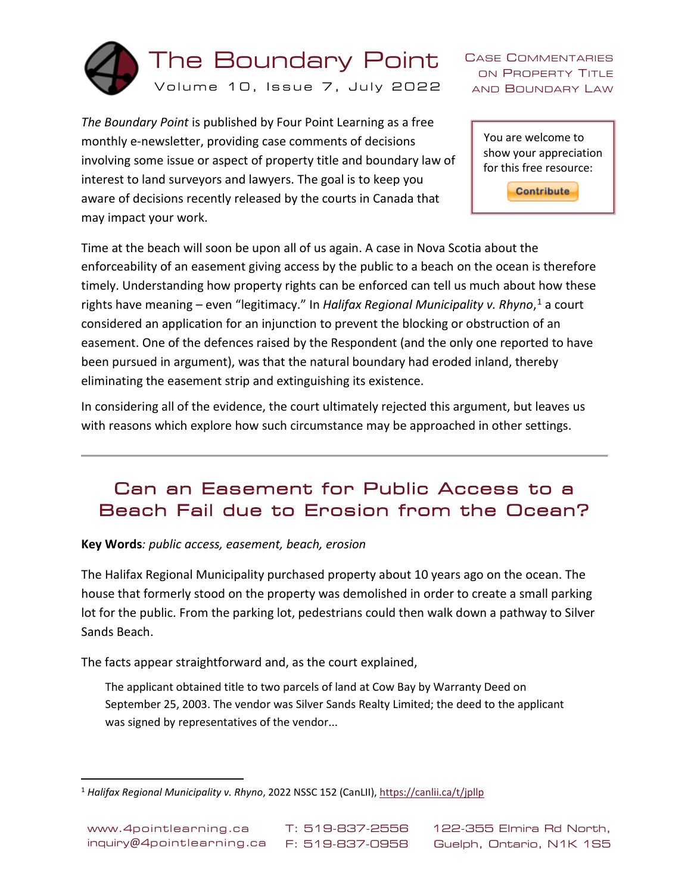# The Boundary Point

Volume 10, Issue 7, July 2022

Case Commentaries on Property Title and Boundary Law

*The Boundary Point* is published by Four Point Learning as a free monthly e-newsletter, providing case comments of decisions involving some issue or aspect of property title and boundary law of interest to land surveyors and lawyers. The goal is to keep you aware of decisions recently released by the courts in Canada that may impact your work.

You are welcome to show your appreciation for this free resource: Contribute

Time at the beach will soon be upon all of us again. A case in Nova Scotia about the enforceability of an easement giving access by the public to a beach on the ocean is therefore timely. Understanding how property rights can be enforced can tell us much about how these rights have meaning – even "legitimacy." In *Halifax Regional Municipality v. Rhyno*,[1] a court considered an application for an injunction to prevent the blocking or obstruction of an easement. One of the defences raised by the Respondent (and the only one reported to have been pursued in argument), was that the natural boundary had eroded inland, thereby eliminating the easement strip and extinguishing its existence.

In considering all of the evidence, the court ultimately rejected this argument, but leaves us with reasons which explore how such circumstance may be approached in other settings.

---

## Can an Easement for Public Access to a Beach Fail due to Erosion from the Ocean?

**Key Words***: public access, easement, beach, erosion*

The Halifax Regional Municipality purchased property about 10 years ago on the ocean. The house that formerly stood on the property was demolished in order to create a small parking lot for the public. From the parking lot, pedestrians could then walk down a pathway to Silver Sands Beach.

The facts appear straightforward and, as the court explained,

> The applicant obtained title to two parcels of land at Cow Bay by Warranty Deed on September 25, 2003. The vendor was Silver Sands Realty Limited; the deed to the applicant was signed by representatives of the vendor...

---

[1] *Halifax Regional Municipality v. Rhyno*, 2022 NSSC 152 (CanLII), https://canlii.ca/t/jpllp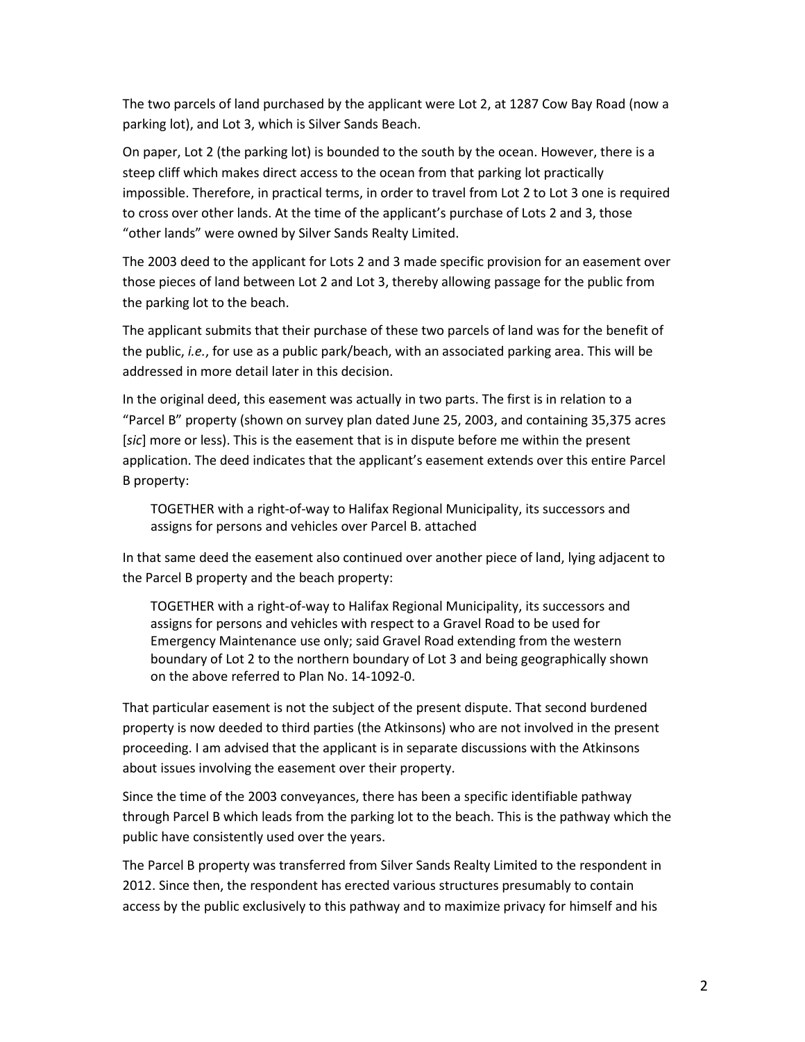The two parcels of land purchased by the applicant were Lot 2, at 1287 Cow Bay Road (now a parking lot), and Lot 3, which is Silver Sands Beach.

On paper, Lot 2 (the parking lot) is bounded to the south by the ocean. However, there is a steep cliff which makes direct access to the ocean from that parking lot practically impossible. Therefore, in practical terms, in order to travel from Lot 2 to Lot 3 one is required to cross over other lands. At the time of the applicant's purchase of Lots 2 and 3, those "other lands" were owned by Silver Sands Realty Limited.

The 2003 deed to the applicant for Lots 2 and 3 made specific provision for an easement over those pieces of land between Lot 2 and Lot 3, thereby allowing passage for the public from the parking lot to the beach.

The applicant submits that their purchase of these two parcels of land was for the benefit of the public, *i.e.*, for use as a public park/beach, with an associated parking area. This will be addressed in more detail later in this decision.

In the original deed, this easement was actually in two parts. The first is in relation to a "Parcel B" property (shown on survey plan dated June 25, 2003, and containing 35,375 acres [*sic*] more or less). This is the easement that is in dispute before me within the present application. The deed indicates that the applicant's easement extends over this entire Parcel B property:

> TOGETHER with a right-of-way to Halifax Regional Municipality, its successors and assigns for persons and vehicles over Parcel B. attached

In that same deed the easement also continued over another piece of land, lying adjacent to the Parcel B property and the beach property:

> TOGETHER with a right-of-way to Halifax Regional Municipality, its successors and assigns for persons and vehicles with respect to a Gravel Road to be used for Emergency Maintenance use only; said Gravel Road extending from the western boundary of Lot 2 to the northern boundary of Lot 3 and being geographically shown on the above referred to Plan No. 14-1092-0.

That particular easement is not the subject of the present dispute. That second burdened property is now deeded to third parties (the Atkinsons) who are not involved in the present proceeding. I am advised that the applicant is in separate discussions with the Atkinsons about issues involving the easement over their property.

Since the time of the 2003 conveyances, there has been a specific identifiable pathway through Parcel B which leads from the parking lot to the beach. This is the pathway which the public have consistently used over the years.

The Parcel B property was transferred from Silver Sands Realty Limited to the respondent in 2012. Since then, the respondent has erected various structures presumably to contain access by the public exclusively to this pathway and to maximize privacy for himself and his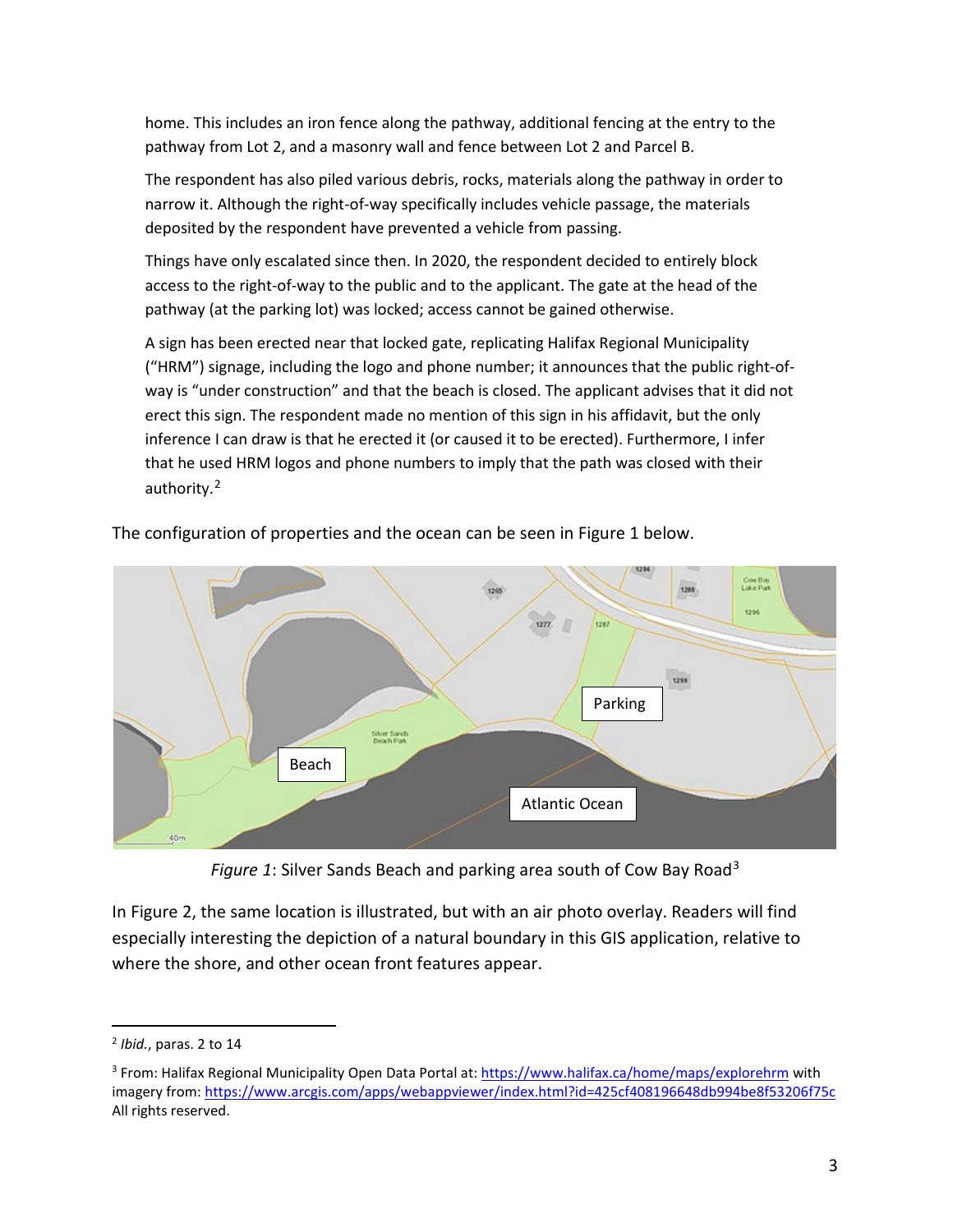home. This includes an iron fence along the pathway, additional fencing at the entry to the pathway from Lot 2, and a masonry wall and fence between Lot 2 and Parcel B.

> The respondent has also piled various debris, rocks, materials along the pathway in order to narrow it. Although the right-of-way specifically includes vehicle passage, the materials deposited by the respondent have prevented a vehicle from passing.
>
> Things have only escalated since then. In 2020, the respondent decided to entirely block access to the right-of-way to the public and to the applicant. The gate at the head of the pathway (at the parking lot) was locked; access cannot be gained otherwise.
>
> A sign has been erected near that locked gate, replicating Halifax Regional Municipality ("HRM") signage, including the logo and phone number; it announces that the public right-of-way is "under construction" and that the beach is closed. The applicant advises that it did not erect this sign. The respondent made no mention of this sign in his affidavit, but the only inference I can draw is that he erected it (or caused it to be erected). Furthermore, I infer that he used HRM logos and phone numbers to imply that the path was closed with their authority.[2]

The configuration of properties and the ocean can be seen in Figure 1 below.

*Figure 1*: Silver Sands Beach and parking area south of Cow Bay Road[3]

In Figure 2, the same location is illustrated, but with an air photo overlay. Readers will find especially interesting the depiction of a natural boundary in this GIS application, relative to where the shore, and other ocean front features appear.

---

[2] *Ibid.*, paras. 2 to 14

[3] From: Halifax Regional Municipality Open Data Portal at: https://www.halifax.ca/home/maps/explorehrm with imagery from: https://www.arcgis.com/apps/webappviewer/index.html?id=425cf408196648db994be8f53206f75c All rights reserved.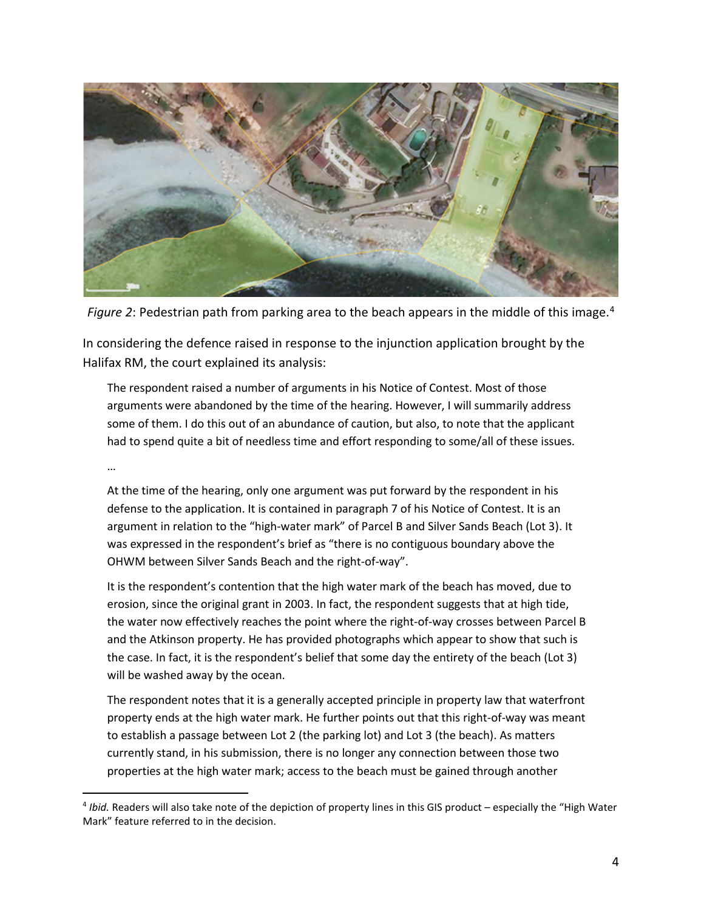*Figure 2*: Pedestrian path from parking area to the beach appears in the middle of this image.[4]

In considering the defence raised in response to the injunction application brought by the Halifax RM, the court explained its analysis:

> The respondent raised a number of arguments in his Notice of Contest. Most of those arguments were abandoned by the time of the hearing. However, I will summarily address some of them. I do this out of an abundance of caution, but also, to note that the applicant had to spend quite a bit of needless time and effort responding to some/all of these issues.
>
> …
>
> At the time of the hearing, only one argument was put forward by the respondent in his defense to the application. It is contained in paragraph 7 of his Notice of Contest. It is an argument in relation to the "high-water mark" of Parcel B and Silver Sands Beach (Lot 3). It was expressed in the respondent's brief as "there is no contiguous boundary above the OHWM between Silver Sands Beach and the right-of-way".
>
> It is the respondent's contention that the high water mark of the beach has moved, due to erosion, since the original grant in 2003. In fact, the respondent suggests that at high tide, the water now effectively reaches the point where the right-of-way crosses between Parcel B and the Atkinson property. He has provided photographs which appear to show that such is the case. In fact, it is the respondent's belief that some day the entirety of the beach (Lot 3) will be washed away by the ocean.
>
> The respondent notes that it is a generally accepted principle in property law that waterfront property ends at the high water mark. He further points out that this right-of-way was meant to establish a passage between Lot 2 (the parking lot) and Lot 3 (the beach). As matters currently stand, in his submission, there is no longer any connection between those two properties at the high water mark; access to the beach must be gained through another

[4] *Ibid.* Readers will also take note of the depiction of property lines in this GIS product – especially the "High Water Mark" feature referred to in the decision.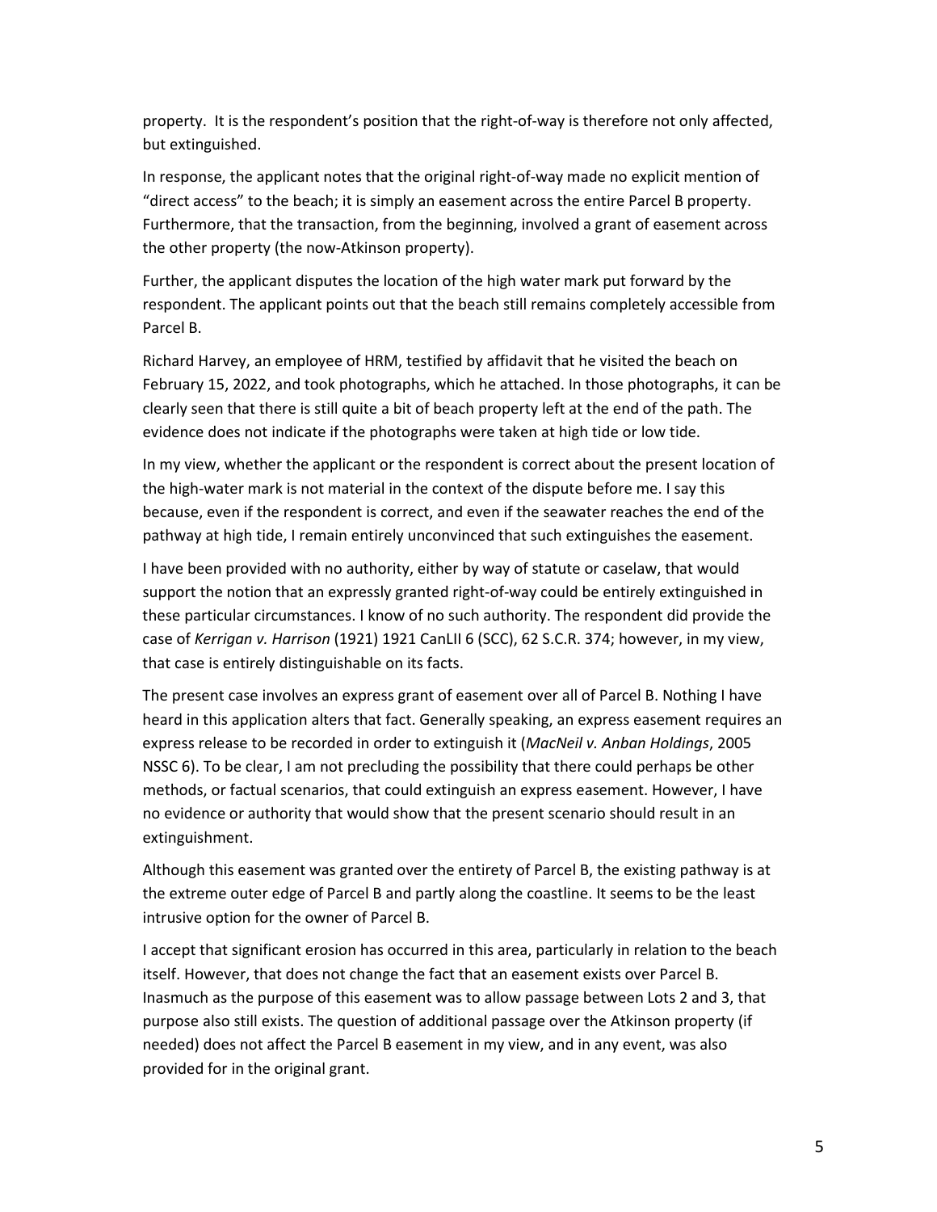property. It is the respondent's position that the right-of-way is therefore not only affected, but extinguished.

In response, the applicant notes that the original right-of-way made no explicit mention of "direct access" to the beach; it is simply an easement across the entire Parcel B property. Furthermore, that the transaction, from the beginning, involved a grant of easement across the other property (the now-Atkinson property).

Further, the applicant disputes the location of the high water mark put forward by the respondent. The applicant points out that the beach still remains completely accessible from Parcel B.

Richard Harvey, an employee of HRM, testified by affidavit that he visited the beach on February 15, 2022, and took photographs, which he attached. In those photographs, it can be clearly seen that there is still quite a bit of beach property left at the end of the path. The evidence does not indicate if the photographs were taken at high tide or low tide.

In my view, whether the applicant or the respondent is correct about the present location of the high-water mark is not material in the context of the dispute before me. I say this because, even if the respondent is correct, and even if the seawater reaches the end of the pathway at high tide, I remain entirely unconvinced that such extinguishes the easement.

I have been provided with no authority, either by way of statute or caselaw, that would support the notion that an expressly granted right-of-way could be entirely extinguished in these particular circumstances. I know of no such authority. The respondent did provide the case of *Kerrigan v. Harrison* (1921) 1921 CanLII 6 (SCC), 62 S.C.R. 374; however, in my view, that case is entirely distinguishable on its facts.

The present case involves an express grant of easement over all of Parcel B. Nothing I have heard in this application alters that fact. Generally speaking, an express easement requires an express release to be recorded in order to extinguish it (*MacNeil v. Anban Holdings*, 2005 NSSC 6). To be clear, I am not precluding the possibility that there could be perhaps be other methods, or factual scenarios, that could extinguish an express easement. However, I have no evidence or authority that would show that the present scenario should result in an extinguishment.

Although this easement was granted over the entirety of Parcel B, the existing pathway is at the extreme outer edge of Parcel B and partly along the coastline. It seems to be the least intrusive option for the owner of Parcel B.

I accept that significant erosion has occurred in this area, particularly in relation to the beach itself. However, that does not change the fact that an easement exists over Parcel B. Inasmuch as the purpose of this easement was to allow passage between Lots 2 and 3, that purpose also still exists. The question of additional passage over the Atkinson property (if needed) does not affect the Parcel B easement in my view, and in any event, was also provided for in the original grant.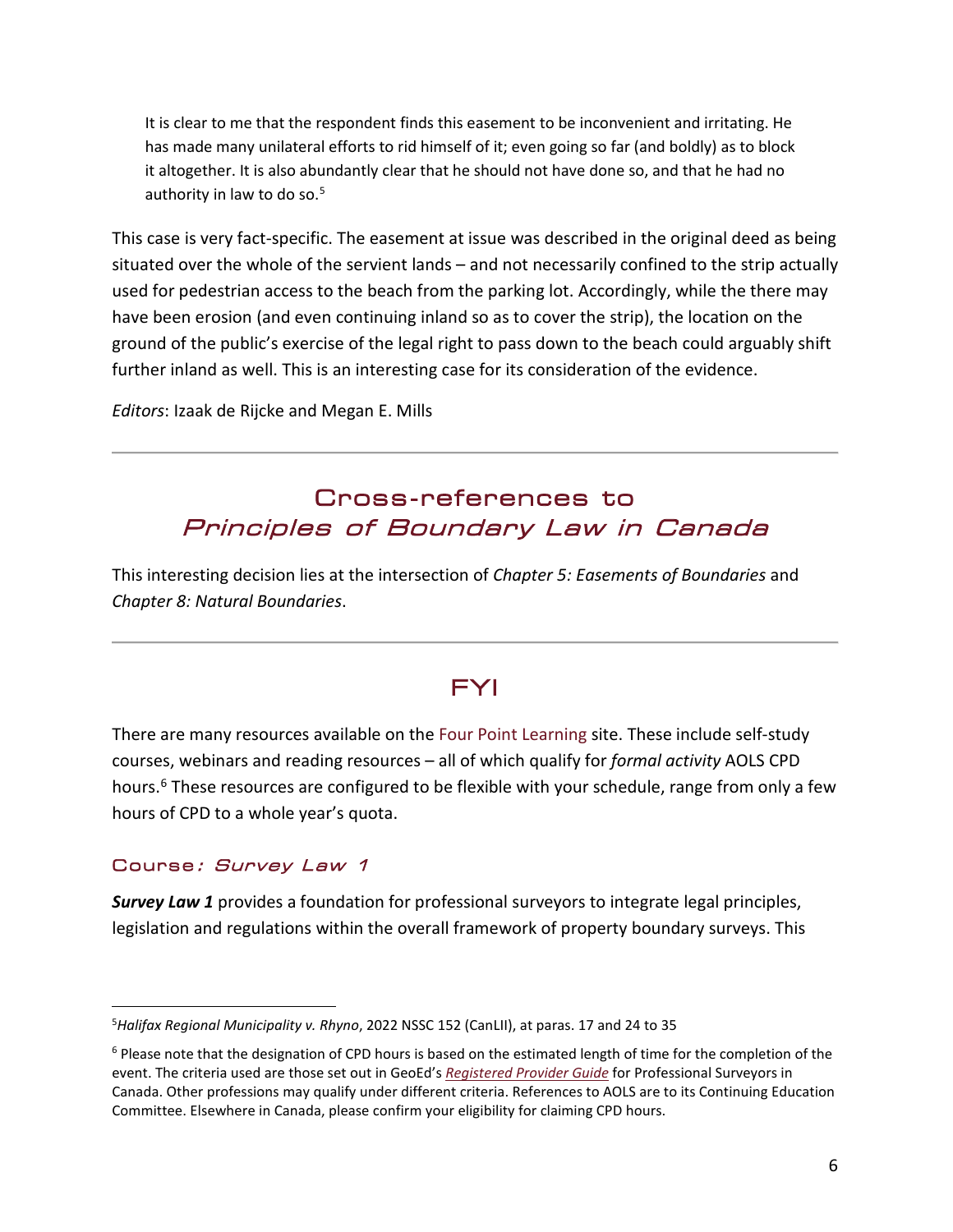> It is clear to me that the respondent finds this easement to be inconvenient and irritating. He has made many unilateral efforts to rid himself of it; even going so far (and boldly) as to block it altogether. It is also abundantly clear that he should not have done so, and that he had no authority in law to do so.[5]

This case is very fact-specific. The easement at issue was described in the original deed as being situated over the whole of the servient lands – and not necessarily confined to the strip actually used for pedestrian access to the beach from the parking lot. Accordingly, while the there may have been erosion (and even continuing inland so as to cover the strip), the location on the ground of the public's exercise of the legal right to pass down to the beach could arguably shift further inland as well. This is an interesting case for its consideration of the evidence.

*Editors*: Izaak de Rijcke and Megan E. Mills

---

## Cross-references to *Principles of Boundary Law in Canada*

This interesting decision lies at the intersection of *Chapter 5: Easements of Boundaries* and *Chapter 8: Natural Boundaries*.

---

## FYI

There are many resources available on the Four Point Learning site. These include self-study courses, webinars and reading resources – all of which qualify for *formal activity* AOLS CPD hours.[6] These resources are configured to be flexible with your schedule, range from only a few hours of CPD to a whole year's quota.

### Course: *Survey Law 1*

***Survey Law 1*** provides a foundation for professional surveyors to integrate legal principles, legislation and regulations within the overall framework of property boundary surveys. This

---

[5] *Halifax Regional Municipality v. Rhyno*, 2022 NSSC 152 (CanLII), at paras. 17 and 24 to 35

[6] Please note that the designation of CPD hours is based on the estimated length of time for the completion of the event. The criteria used are those set out in GeoEd's *Registered Provider Guide* for Professional Surveyors in Canada. Other professions may qualify under different criteria. References to AOLS are to its Continuing Education Committee. Elsewhere in Canada, please confirm your eligibility for claiming CPD hours.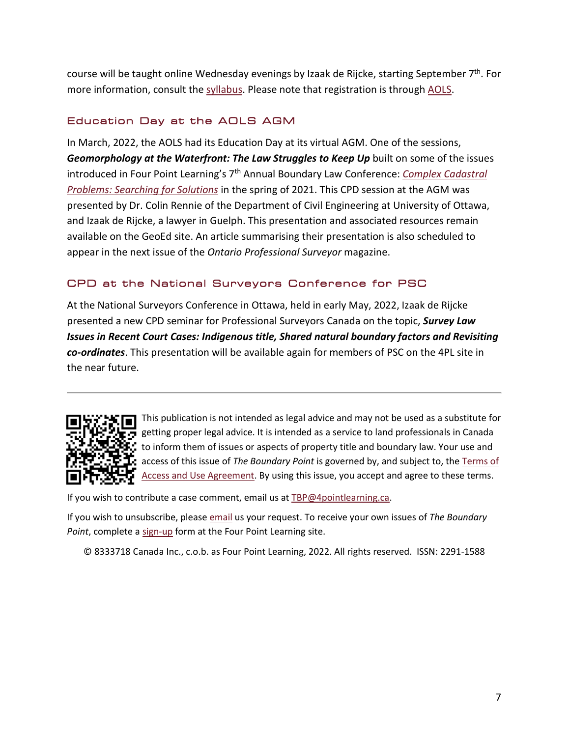course will be taught online Wednesday evenings by Izaak de Rijcke, starting September 7th. For more information, consult the syllabus. Please note that registration is through AOLS.

## Education Day at the AOLS AGM

In March, 2022, the AOLS had its Education Day at its virtual AGM. One of the sessions, ***Geomorphology at the Waterfront: The Law Struggles to Keep Up*** built on some of the issues introduced in Four Point Learning's 7th Annual Boundary Law Conference: *Complex Cadastral Problems: Searching for Solutions* in the spring of 2021. This CPD session at the AGM was presented by Dr. Colin Rennie of the Department of Civil Engineering at University of Ottawa, and Izaak de Rijcke, a lawyer in Guelph. This presentation and associated resources remain available on the GeoEd site. An article summarising their presentation is also scheduled to appear in the next issue of the *Ontario Professional Surveyor* magazine.

## CPD at the National Surveyors Conference for PSC

At the National Surveyors Conference in Ottawa, held in early May, 2022, Izaak de Rijcke presented a new CPD seminar for Professional Surveyors Canada on the topic, ***Survey Law Issues in Recent Court Cases: Indigenous title, Shared natural boundary factors and Revisiting co-ordinates***. This presentation will be available again for members of PSC on the 4PL site in the near future.

---

This publication is not intended as legal advice and may not be used as a substitute for getting proper legal advice. It is intended as a service to land professionals in Canada to inform them of issues or aspects of property title and boundary law. Your use and access of this issue of *The Boundary Point* is governed by, and subject to, the Terms of Access and Use Agreement. By using this issue, you accept and agree to these terms.

If you wish to contribute a case comment, email us at TBP@4pointlearning.ca.

If you wish to unsubscribe, please email us your request. To receive your own issues of *The Boundary Point*, complete a sign-up form at the Four Point Learning site.

© 8333718 Canada Inc., c.o.b. as Four Point Learning, 2022. All rights reserved. ISSN: 2291-1588